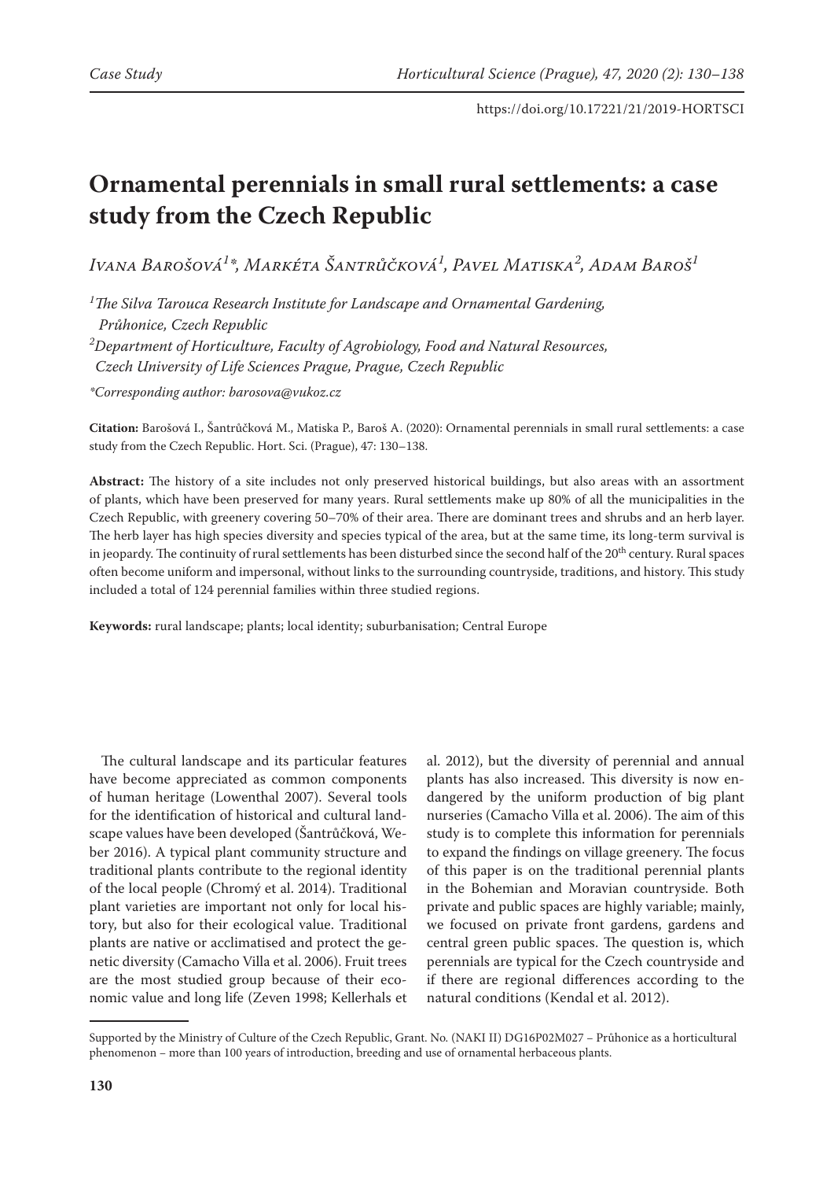# Ornamental perennials in small rural settlements: a case study from the Czech Republic

*Ivana Barošová[1]\*, Markéta Šantrůčková[1], Pavel Matiska[2], Adam Baroš[1]*

[1]*The Silva Tarouca Research Institute for Landscape and Ornamental Gardening, Průhonice, Czech Republic*

[2]*Department of Horticulture, Faculty of Agrobiology, Food and Natural Resources, Czech University of Life Sciences Prague, Prague, Czech Republic*

*\*Corresponding author: barosova@vukoz.cz*

**Citation:** Barošová I., Šantrůčková M., Matiska P., Baroš A. (2020): Ornamental perennials in small rural settlements: a case study from the Czech Republic. Hort. Sci. (Prague), 47: 130–138.

**Abstract:** The history of a site includes not only preserved historical buildings, but also areas with an assortment of plants, which have been preserved for many years. Rural settlements make up 80% of all the municipalities in the Czech Republic, with greenery covering 50–70% of their area. There are dominant trees and shrubs and an herb layer. The herb layer has high species diversity and species typical of the area, but at the same time, its long-term survival is in jeopardy. The continuity of rural settlements has been disturbed since the second half of the 20th century. Rural spaces often become uniform and impersonal, without links to the surrounding countryside, traditions, and history. This study included a total of 124 perennial families within three studied regions.

**Keywords:** rural landscape; plants; local identity; suburbanisation; Central Europe

The cultural landscape and its particular features have become appreciated as common components of human heritage (Lowenthal 2007). Several tools for the identification of historical and cultural landscape values have been developed (Šantrůčková, Weber 2016). A typical plant community structure and traditional plants contribute to the regional identity of the local people (Chromý et al. 2014). Traditional plant varieties are important not only for local history, but also for their ecological value. Traditional plants are native or acclimatised and protect the genetic diversity (Camacho Villa et al. 2006). Fruit trees are the most studied group because of their economic value and long life (Zeven 1998; Kellerhals et al. 2012), but the diversity of perennial and annual plants has also increased. This diversity is now endangered by the uniform production of big plant nurseries (Camacho Villa et al. 2006). The aim of this study is to complete this information for perennials to expand the findings on village greenery. The focus of this paper is on the traditional perennial plants in the Bohemian and Moravian countryside. Both private and public spaces are highly variable; mainly, we focused on private front gardens, gardens and central green public spaces. The question is, which perennials are typical for the Czech countryside and if there are regional differences according to the natural conditions (Kendal et al. 2012).

Supported by the Ministry of Culture of the Czech Republic, Grant. No. (NAKI II) DG16P02M027 – Průhonice as a horticultural phenomenon – more than 100 years of introduction, breeding and use of ornamental herbaceous plants.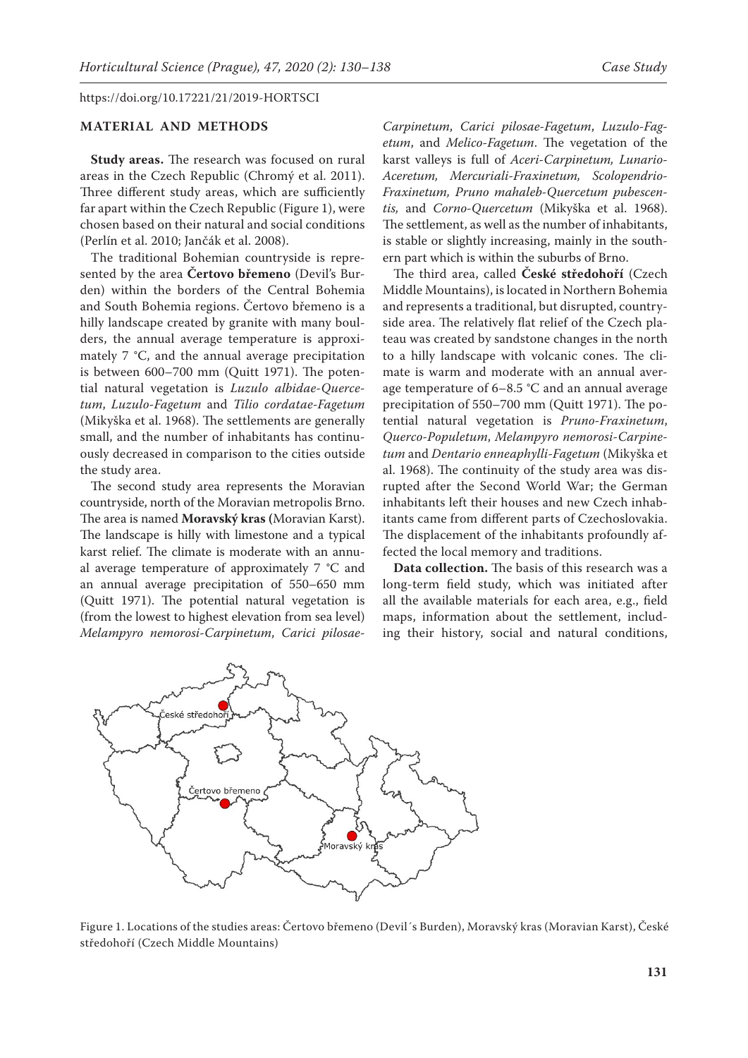## MATERIAL AND METHODS

**Study areas.** The research was focused on rural areas in the Czech Republic (Chromý et al. 2011). Three different study areas, which are sufficiently far apart within the Czech Republic (Figure 1), were chosen based on their natural and social conditions (Perlín et al. 2010; Jančák et al. 2008).

The traditional Bohemian countryside is represented by the area **Čertovo břemeno** (Devil's Burden) within the borders of the Central Bohemia and South Bohemia regions. Čertovo břemeno is a hilly landscape created by granite with many boulders, the annual average temperature is approximately 7 °C, and the annual average precipitation is between 600–700 mm (Quitt 1971). The potential natural vegetation is *Luzulo albidae-Quercetum*, *Luzulo-Fagetum* and *Tilio cordatae-Fagetum* (Mikyška et al. 1968). The settlements are generally small, and the number of inhabitants has continuously decreased in comparison to the cities outside the study area.

The second study area represents the Moravian countryside, north of the Moravian metropolis Brno. The area is named **Moravský kras (**Moravian Karst). The landscape is hilly with limestone and a typical karst relief. The climate is moderate with an annual average temperature of approximately 7 °C and an annual average precipitation of 550–650 mm (Quitt 1971). The potential natural vegetation is (from the lowest to highest elevation from sea level) *Melampyro nemorosi-Carpinetum*, *Carici pilosae-Carpinetum*, *Carici pilosae-Fagetum*, *Luzulo-Fagetum*, and *Melico-Fagetum*. The vegetation of the karst valleys is full of *Aceri-Carpinetum, Lunario-Aceretum, Mercuriali-Fraxinetum, Scolopendrio-Fraxinetum, Pruno mahaleb-Quercetum pubescentis,* and *Corno-Quercetum* (Mikyška et al. 1968). The settlement, as well as the number of inhabitants, is stable or slightly increasing, mainly in the southern part which is within the suburbs of Brno.

The third area, called **České středohoří** (Czech Middle Mountains), is located in Northern Bohemia and represents a traditional, but disrupted, countryside area. The relatively flat relief of the Czech plateau was created by sandstone changes in the north to a hilly landscape with volcanic cones. The climate is warm and moderate with an annual average temperature of 6–8.5 °C and an annual average precipitation of 550–700 mm (Quitt 1971). The potential natural vegetation is *Pruno-Fraxinetum*, *Querco-Populetum*, *Melampyro nemorosi-Carpinetum* and *Dentario enneaphylli-Fagetum* (Mikyška et al. 1968). The continuity of the study area was disrupted after the Second World War; the German inhabitants left their houses and new Czech inhabitants came from different parts of Czechoslovakia. The displacement of the inhabitants profoundly affected the local memory and traditions.

**Data collection.** The basis of this research was a long-term field study, which was initiated after all the available materials for each area, e.g., field maps, information about the settlement, including their history, social and natural conditions,

Figure 1. Locations of the studies areas: Čertovo břemeno (Devil´s Burden), Moravský kras (Moravian Karst), České středohoří (Czech Middle Mountains)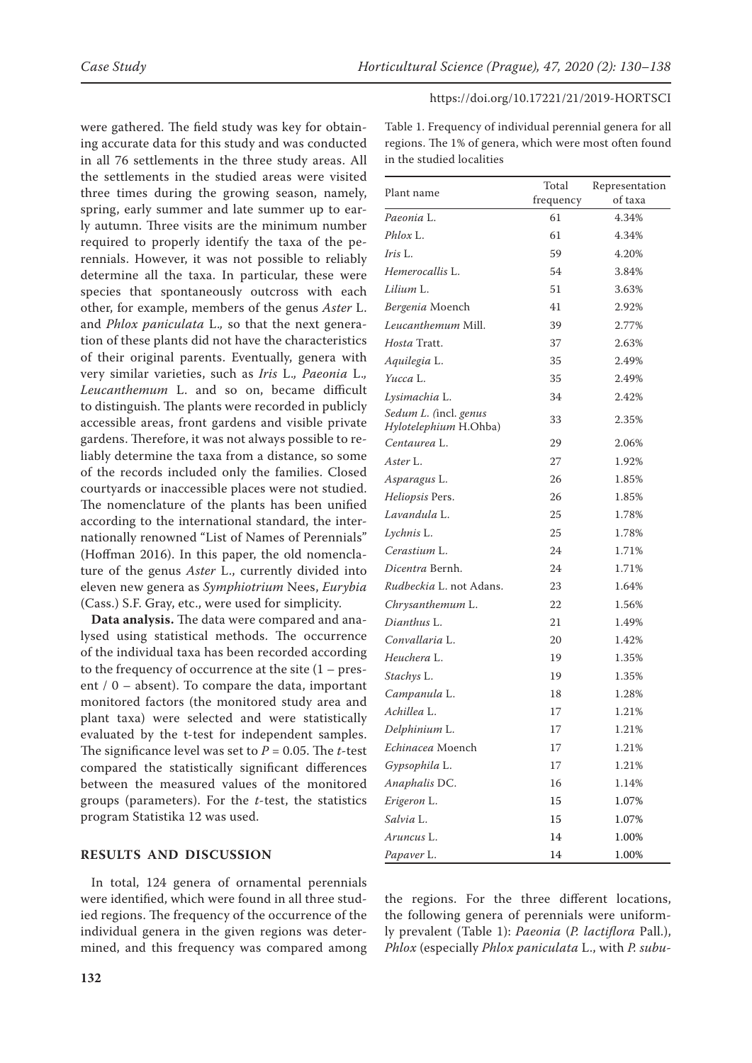were gathered. The field study was key for obtaining accurate data for this study and was conducted in all 76 settlements in the three study areas. All the settlements in the studied areas were visited three times during the growing season, namely, spring, early summer and late summer up to early autumn. Three visits are the minimum number required to properly identify the taxa of the perennials. However, it was not possible to reliably determine all the taxa. In particular, these were species that spontaneously outcross with each other, for example, members of the genus *Aster* L. and *Phlox paniculata* L., so that the next generation of these plants did not have the characteristics of their original parents. Eventually, genera with very similar varieties, such as *Iris* L., *Paeonia* L., *Leucanthemum* L. and so on, became difficult to distinguish. The plants were recorded in publicly accessible areas, front gardens and visible private gardens. Therefore, it was not always possible to reliably determine the taxa from a distance, so some of the records included only the families. Closed courtyards or inaccessible places were not studied. The nomenclature of the plants has been unified according to the international standard, the internationally renowned "List of Names of Perennials" (Hoffman 2016). In this paper, the old nomenclature of the genus *Aster* L., currently divided into eleven new genera as *Symphiotrium* Nees, *Eurybia* (Cass.) S.F. Gray, etc., were used for simplicity.

**Data analysis.** The data were compared and analysed using statistical methods. The occurrence of the individual taxa has been recorded according to the frequency of occurrence at the site (1 – present / 0 – absent). To compare the data, important monitored factors (the monitored study area and plant taxa) were selected and were statistically evaluated by the t-test for independent samples. The significance level was set to $P = 0.05$. The *t*-test compared the statistically significant differences between the measured values of the monitored groups (parameters). For the *t*-test, the statistics program Statistika 12 was used.

## RESULTS AND DISCUSSION

In total, 124 genera of ornamental perennials were identified, which were found in all three studied regions. The frequency of the occurrence of the individual genera in the given regions was determined, and this frequency was compared among the regions. For the three different locations, the following genera of perennials were uniformly prevalent (Table 1): *Paeonia* (*P. lactiflora* Pall.), *Phlox* (especially *Phlox paniculata* L., with *P. subu-*

Table 1. Frequency of individual perennial genera for all regions. The 1% of genera, which were most often found in the studied localities

| Plant name | Total frequency | Representation of taxa |
|---|---|---|
| *Paeonia* L. | 61 | 4.34% |
| *Phlox* L. | 61 | 4.34% |
| *Iris* L. | 59 | 4.20% |
| *Hemerocallis* L. | 54 | 3.84% |
| *Lilium* L. | 51 | 3.63% |
| *Bergenia* Moench | 41 | 2.92% |
| *Leucanthemum* Mill. | 39 | 2.77% |
| *Hosta* Tratt. | 37 | 2.63% |
| *Aquilegia* L. | 35 | 2.49% |
| *Yucca* L. | 35 | 2.49% |
| *Lysimachia* L. | 34 | 2.42% |
| *Sedum L. (*incl. *genus Hylotelephium* H.Ohba) | 33 | 2.35% |
| *Centaurea* L. | 29 | 2.06% |
| *Aster* L. | 27 | 1.92% |
| *Asparagus* L. | 26 | 1.85% |
| *Heliopsis* Pers. | 26 | 1.85% |
| *Lavandula* L. | 25 | 1.78% |
| *Lychnis* L. | 25 | 1.78% |
| *Cerastium* L. | 24 | 1.71% |
| *Dicentra* Bernh. | 24 | 1.71% |
| *Rudbeckia* L. not Adans. | 23 | 1.64% |
| *Chrysanthemum* L. | 22 | 1.56% |
| *Dianthus* L. | 21 | 1.49% |
| *Convallaria* L. | 20 | 1.42% |
| *Heuchera* L. | 19 | 1.35% |
| *Stachys* L. | 19 | 1.35% |
| *Campanula* L. | 18 | 1.28% |
| *Achillea* L. | 17 | 1.21% |
| *Delphinium* L. | 17 | 1.21% |
| *Echinacea* Moench | 17 | 1.21% |
| *Gypsophila* L. | 17 | 1.21% |
| *Anaphalis* DC. | 16 | 1.14% |
| *Erigeron* L. | 15 | 1.07% |
| *Salvia* L. | 15 | 1.07% |
| *Aruncus* L. | 14 | 1.00% |
| *Papaver* L. | 14 | 1.00% |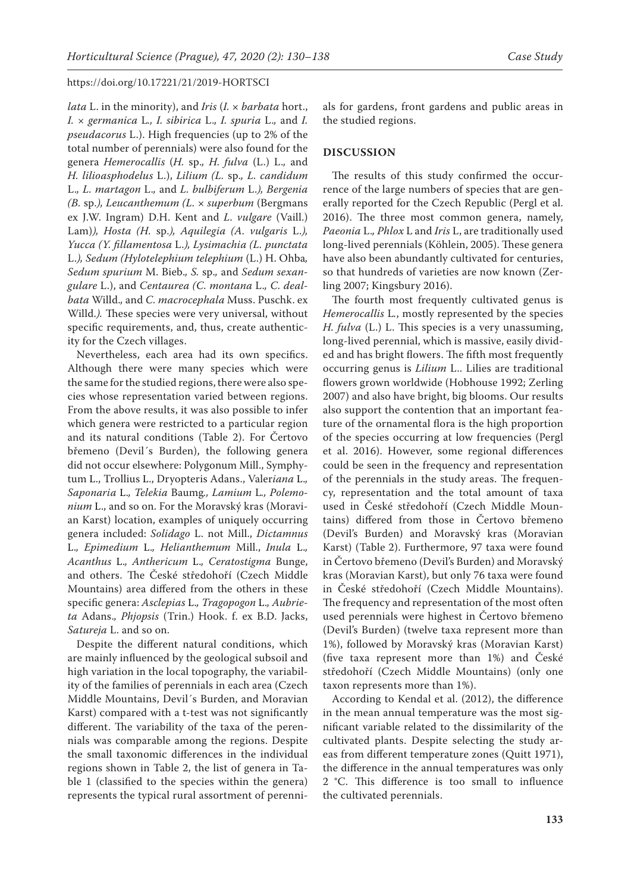*lata* L. in the minority), and *Iris* (*I.* × *barbata* hort., *I.* × *germanica* L.*, I. sibirica* L.*, I. spuria* L.*,* and *I. pseudacorus* L.). High frequencies (up to 2% of the total number of perennials) were also found for the genera *Hemerocallis* (*H.* sp.*, H. fulva* (L.) L.*,* and *H. lilioasphodelus* L.), *Lilium (L.* sp.*, L. candidum* L.*, L. martagon* L.*,* and *L. bulbiferum* L.*), Bergenia (B.* sp.*), Leucanthemum (L.* × *superbum* (Bergmans ex J.W. Ingram) D.H. Kent and *L. vulgare* (Vaill.) Lam)*), Hosta (H.* sp.*), Aquilegia (A. vulgaris* L.*), Yucca (Y. fillamentosa* L.*), Lysimachia (L. punctata* L.*), Sedum (Hylotelephium telephium* (L.) H. Ohba*, Sedum spurium* M. Bieb.*, S.* sp.*,* and *Sedum sexangulare* L.), and *Centaurea (C. montana* L.*, C. dealbata* Willd.*,* and *C. macrocephala* Muss. Puschk. ex Willd.*).* These species were very universal, without specific requirements, and, thus, create authenticity for the Czech villages.

Nevertheless, each area had its own specifics. Although there were many species which were the same for the studied regions, there were also species whose representation varied between regions. From the above results, it was also possible to infer which genera were restricted to a particular region and its natural conditions (Table 2). For Čertovo břemeno (Devil´s Burden), the following genera did not occur elsewhere: Polygonum Mill., Symphytum L., Trollius L., Dryopteris Adans., Valer*iana* L.*, Saponaria* L.*, Telekia* Baumg.*, Lamium* L.*, Polemonium* L., and so on. For the Moravský kras (Moravian Karst) location, examples of uniquely occurring genera included: *Solidago* L. not Mill., *Dictamnus* L.*, Epimedium* L.*, Helianthemum* Mill., *Inula* L.*, Acanthus* L.*, Anthericum* L.*, Ceratostigma* Bunge, and others. The České středohoří (Czech Middle Mountains) area differed from the others in these specific genera: *Asclepias* L.*, Tragopogon* L.*, Aubrieta* Adans.*, Phjopsis* (Trin.) Hook. f. ex B.D. Jacks, *Satureja* L. and so on.

Despite the different natural conditions, which are mainly influenced by the geological subsoil and high variation in the local topography, the variability of the families of perennials in each area (Czech Middle Mountains, Devil´s Burden, and Moravian Karst) compared with a t-test was not significantly different. The variability of the taxa of the perennials was comparable among the regions. Despite the small taxonomic differences in the individual regions shown in Table 2, the list of genera in Table 1 (classified to the species within the genera) represents the typical rural assortment of perennials for gardens, front gardens and public areas in the studied regions.

## DISCUSSION

The results of this study confirmed the occurrence of the large numbers of species that are generally reported for the Czech Republic (Pergl et al. 2016). The three most common genera, namely, *Paeonia* L.*, Phlox* L and *Iris* L, are traditionally used long-lived perennials (Köhlein, 2005). These genera have also been abundantly cultivated for centuries, so that hundreds of varieties are now known (Zerling 2007; Kingsbury 2016).

The fourth most frequently cultivated genus is *Hemerocallis* L., mostly represented by the species *H. fulva* (L.) L. This species is a very unassuming, long-lived perennial, which is massive, easily divided and has bright flowers. The fifth most frequently occurring genus is *Lilium* L.. Lilies are traditional flowers grown worldwide (Hobhouse 1992; Zerling 2007) and also have bright, big blooms. Our results also support the contention that an important feature of the ornamental flora is the high proportion of the species occurring at low frequencies (Pergl et al. 2016). However, some regional differences could be seen in the frequency and representation of the perennials in the study areas. The frequency, representation and the total amount of taxa used in České středohoří (Czech Middle Mountains) differed from those in Čertovo břemeno (Devil's Burden) and Moravský kras (Moravian Karst) (Table 2). Furthermore, 97 taxa were found in Čertovo břemeno (Devil's Burden) and Moravský kras (Moravian Karst), but only 76 taxa were found in České středohoří (Czech Middle Mountains). The frequency and representation of the most often used perennials were highest in Čertovo břemeno (Devil's Burden) (twelve taxa represent more than 1%), followed by Moravský kras (Moravian Karst) (five taxa represent more than 1%) and České středohoří (Czech Middle Mountains) (only one taxon represents more than 1%).

According to Kendal et al. (2012), the difference in the mean annual temperature was the most significant variable related to the dissimilarity of the cultivated plants. Despite selecting the study areas from different temperature zones (Quitt 1971), the difference in the annual temperatures was only 2 °C. This difference is too small to influence the cultivated perennials.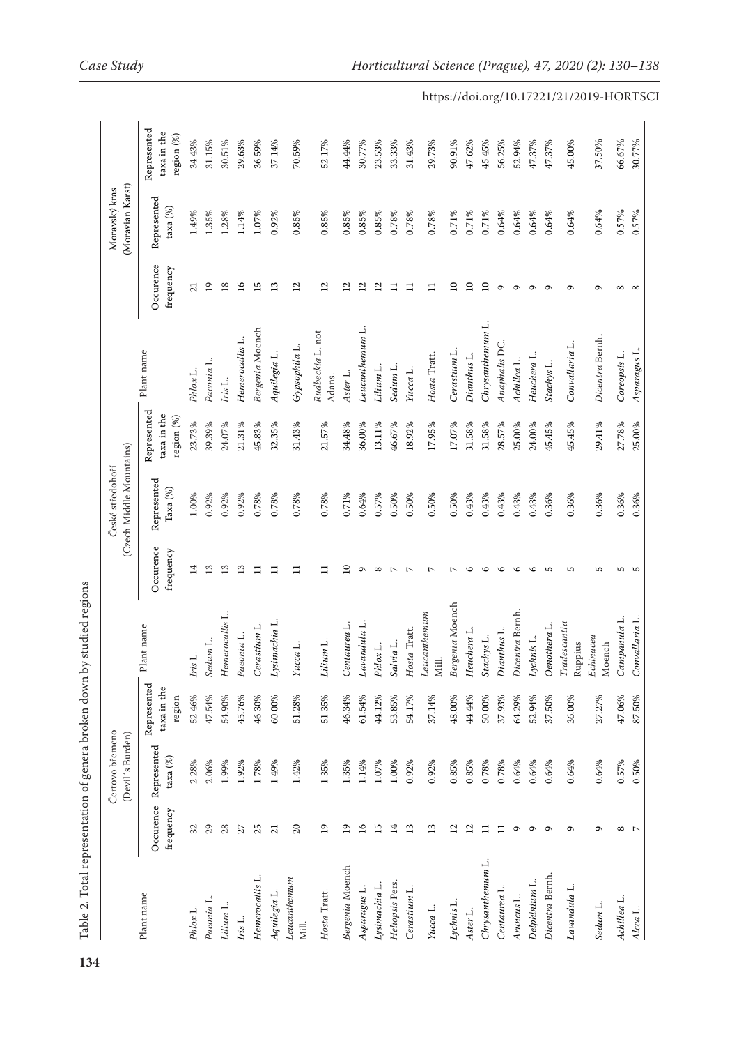Table 2. Total representation of genera broken down by studied regions

| Plant name | Čertovo břemeno (Devil´s Burden) | | | Plant name | České středohoří (Czech Middle Mountains) | | | Plant name | Moravský kras (Moravian Karst) | | |
|---|---|---|---|---|---|---|---|---|---|---|---|
| | Occurence frequency | Represented taxa (%) | Represented taxa in the region | | Occurence frequency | Represented Taxa (%) | Represented taxa in the region (%) | | Occurence frequency | Represented taxa (%) | Represented taxa in the region (%) |
| *Phlox* L. | 32 | 2.28% | 52.46% | *Iris* L. | 14 | 1.00% | 23.73% | *Phlox* L. | 21 | 1.49% | 34.43% |
| *Paeonia* L. | 29 | 2.06% | 47.54% | *Sedum* L. | 13 | 0.92% | 39.39% | *Paeonia* L. | 19 | 1.35% | 31.15% |
| *Lilium* L. | 28 | 1.99% | 54.90% | *Hemerocallis* L. | 13 | 0.92% | 24.07% | *Iris* L. | 18 | 1.28% | 30.51% |
| *Iris* L. | 27 | 1.92% | 45.76% | *Paeonia* L. | 13 | 0.92% | 21.31% | *Hemerocallis* L. | 16 | 1.14% | 29.63% |
| *Hemerocallis* L. | 25 | 1.78% | 46.30% | *Cerastium* L. | 11 | 0.78% | 45.83% | *Bergenia* Moench | 15 | 1.07% | 36.59% |
| *Aquilegia* L. | 21 | 1.49% | 60.00% | *Lysimachia* L. | 11 | 0.78% | 32.35% | *Aquilegia* L. | 13 | 0.92% | 37.14% |
| *Leucanthemum* Mill. | 20 | 1.42% | 51.28% | *Yucca* L. | 11 | 0.78% | 31.43% | *Gypsophila* L. | 12 | 0.85% | 70.59% |
| *Hosta* Tratt. | 19 | 1.35% | 51.35% | *Lilium* L. | 11 | 0.78% | 21.57% | *Rudbeckia* L. not Adans. | 12 | 0.85% | 52.17% |
| *Bergenia* Moench | 19 | 1.35% | 46.34% | *Centaurea* L. | 10 | 0.71% | 34.48% | *Aster* L. | 12 | 0.85% | 44.44% |
| *Asparagus* L. | 16 | 1.14% | 61.54% | *Lavandula* L. | 9 | 0.64% | 36.00% | *Leucanthemum* L. | 12 | 0.85% | 30.77% |
| *Lysimachia* L. | 15 | 1.07% | 44.12% | *Phlox* L. | 8 | 0.57% | 13.11% | *Lilium* L. | 12 | 0.85% | 23.53% |
| *Heliopsis* Pers. | 14 | 1.00% | 53.85% | *Salvia* L. | 7 | 0.50% | 46.67% | *Sedum* L. | 11 | 0.78% | 33.33% |
| *Cerastium* L. | 13 | 0.92% | 54.17% | *Hosta* Tratt. | 7 | 0.50% | 18.92% | *Yucca* L. | 11 | 0.78% | 31.43% |
| *Yucca* L. | 13 | 0.92% | 37.14% | *Leucanthemum* Mill. | 7 | 0.50% | 17.95% | *Hosta* Tratt. | 11 | 0.78% | 29.73% |
| *Lychnis* L. | 12 | 0.85% | 48.00% | *Bergenia* Moench | 7 | 0.50% | 17.07% | *Cerastium* L. | 10 | 0.71% | 90.91% |
| *Aster* L. | 12 | 0.85% | 44.44% | *Heuchera* L. | 6 | 0.43% | 31.58% | *Dianthus* L. | 10 | 0.71% | 47.62% |
| *Chrysanthemum* L. | 11 | 0.78% | 50.00% | *Stachys* L. | 6 | 0.43% | 31.58% | *Chrysanthemum* L. | 10 | 0.71% | 45.45% |
| *Centaurea* L. | 11 | 0.78% | 37.93% | *Dianthus* L. | 6 | 0.43% | 28.57% | *Anaphalis* DC. | 9 | 0.64% | 56.25% |
| *Aruncus* L. | 9 | 0.64% | 64.29% | *Dicentra* Bernh. | 6 | 0.43% | 25.00% | *Achillea* L. | 9 | 0.64% | 52.94% |
| *Delphinium* L. | 9 | 0.64% | 52.94% | *Lychnis* L. | 6 | 0.43% | 24.00% | *Heuchera* L. | 9 | 0.64% | 47.37% |
| *Dicentra* Bernh. | 9 | 0.64% | 37.50% | *Oenothera* L. | 5 | 0.36% | 45.45% | *Stachys* L. | 9 | 0.64% | 47.37% |
| *Lavandula* L. | 9 | 0.64% | 36.00% | *Tradescantia* Ruppius | 5 | 0.36% | 45.45% | *Convallaria* L. | 9 | 0.64% | 45.00% |
| *Sedum* L. | 9 | 0.64% | 27.27% | *Echinacea* Moench | 5 | 0.36% | 29.41% | *Dicentra* Bernh. | 9 | 0.64% | 37.50% |
| *Achillea* L. | 8 | 0.57% | 47.06% | *Campanula* L. | 5 | 0.36% | 27.78% | *Coreopsis* L. | 8 | 0.57% | 66.67% |
| *Alcea* L. | 7 | 0.50% | 87.50% | *Convallaria* L. | 5 | 0.36% | 25.00% | *Asparagus* L. | 8 | 0.57% | 30.77% |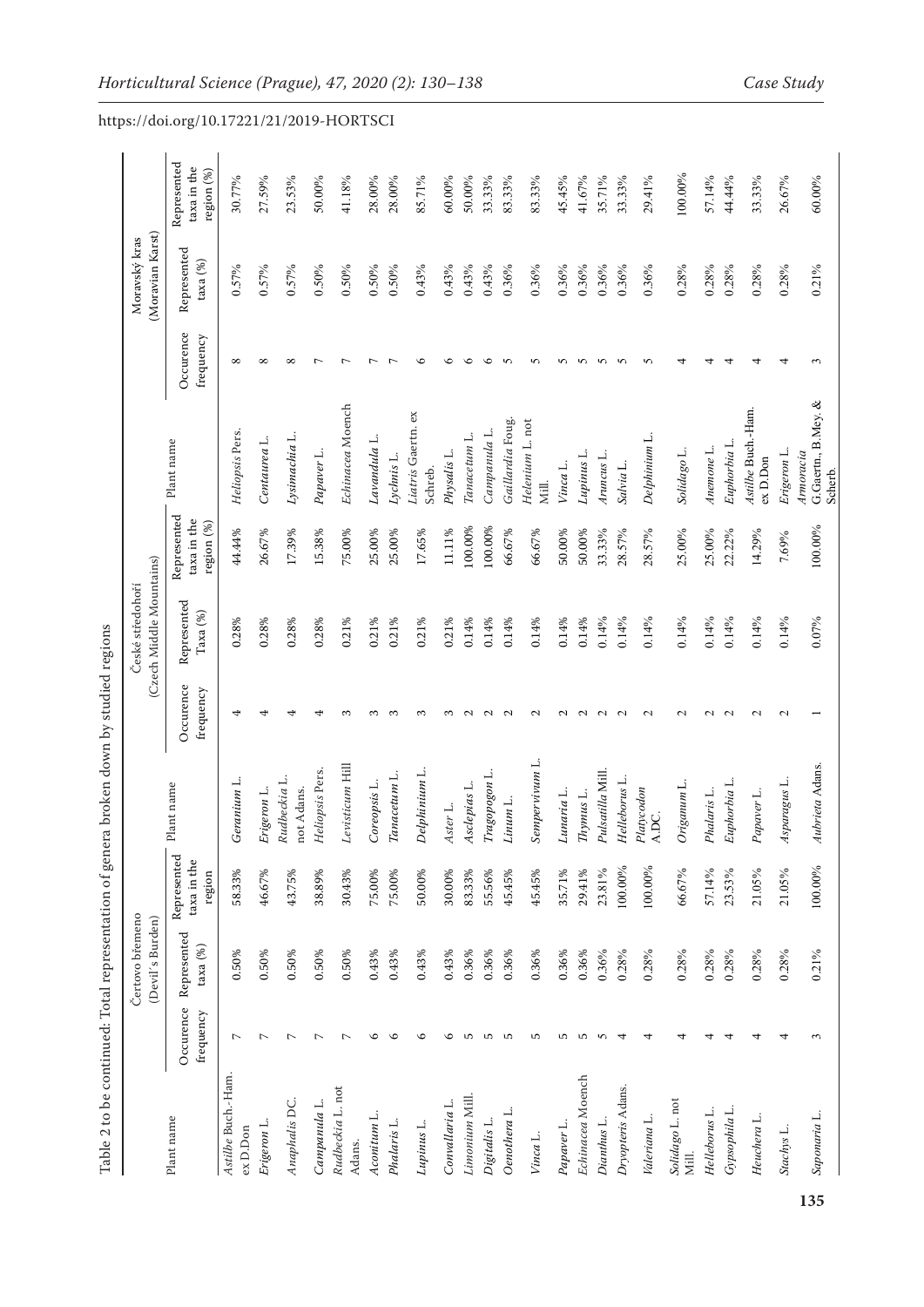Table 2 to be continued: Total representation of genera broken down by studied regions

| Plant name | Čertovo břemeno (Devil's Burden) | | | Plant name | České středohoří (Czech Middle Mountains) | | | Plant name | Moravský kras (Moravian Karst) | | |
|---|---|---|---|---|---|---|---|---|---|---|---|
| | Occurence frequency | Represented taxa (%) | Represented taxa in the region | | Occurence frequency | Represented Taxa (%) | Represented taxa in the region (%) | | Occurence frequency | Represented taxa (%) | Represented taxa in the region (%) |
| *Astilbe* Buch.-Ham. ex D.Don | 7 | 0.50% | 58.33% | *Geranium* L. | 4 | 0.28% | 44.44% | *Heliopsis* Pers. | 8 | 0.57% | 30.77% |
| *Erigeron* L. | 7 | 0.50% | 46.67% | *Erigeron* L. | 4 | 0.28% | 26.67% | *Centaurea* L. | 8 | 0.57% | 27.59% |
| *Anaphalis* DC. | 7 | 0.50% | 43.75% | *Rudbeckia* L. not Adans. | 4 | 0.28% | 17.39% | *Lysimachia* L. | 8 | 0.57% | 23.53% |
| *Campanula* L. | 7 | 0.50% | 38.89% | *Heliopsis* Pers. | 4 | 0.28% | 15.38% | *Papaver* L. | 7 | 0.50% | 50.00% |
| *Rudbeckia* L. not Adans. | 7 | 0.50% | 30.43% | *Levisticum* Hill | 3 | 0.21% | 75.00% | *Echinacea* Moench | 7 | 0.50% | 41.18% |
| *Aconitum* L. | 6 | 0.43% | 75.00% | *Coreopsis* L. | 3 | 0.21% | 25.00% | *Lavandula* L. | 7 | 0.50% | 28.00% |
| *Phalaris* L. | 6 | 0.43% | 75.00% | *Tanacetum* L. | 3 | 0.21% | 25.00% | *Lychnis* L. | 7 | 0.50% | 28.00% |
| *Lupinus* L. | 6 | 0.43% | 50.00% | *Delphinium* L. | 3 | 0.21% | 17.65% | *Liatris* Gaertn. ex Schreb. | 6 | 0.43% | 85.71% |
| *Convallaria* L. | 6 | 0.43% | 30.00% | *Aster* L. | 3 | 0.21% | 11.11% | *Physalis* L. | 6 | 0.43% | 60.00% |
| *Limonium* Mill. | 5 | 0.36% | 83.33% | *Asclepias* L. | 2 | 0.14% | 100.00% | *Tanacetum* L. | 6 | 0.43% | 50.00% |
| *Digitalis* L. | 5 | 0.36% | 55.56% | *Tragopogon* L. | 2 | 0.14% | 100.00% | *Campanula* L. | 6 | 0.43% | 33.33% |
| *Oenothera* L. | 5 | 0.36% | 45.45% | *Linum* L. | 2 | 0.14% | 66.67% | *Gaillardia* Foug. | 5 | 0.36% | 83.33% |
| *Vinca* L. | 5 | 0.36% | 45.45% | *Sempervivum* L. | 2 | 0.14% | 66.67% | *Helenium* L. not Mill. | 5 | 0.36% | 83.33% |
| *Papaver* L. | 5 | 0.36% | 35.71% | *Lunaria* L. | 2 | 0.14% | 50.00% | *Vinca* L. | 5 | 0.36% | 45.45% |
| *Echinacea* Moench | 5 | 0.36% | 29.41% | *Thymus* L. | 2 | 0.14% | 50.00% | *Lupinus* L. | 5 | 0.36% | 41.67% |
| *Dianthus* L. | 5 | 0.36% | 23.81% | *Pulsatilla* Mill. | 2 | 0.14% | 33.33% | *Aruncus* L. | 5 | 0.36% | 35.71% |
| *Dryopteris* Adans. | 4 | 0.28% | 100.00% | *Helleborus* L. | 2 | 0.14% | 28.57% | *Salvia* L. | 5 | 0.36% | 33.33% |
| *Valeriana* L. | 4 | 0.28% | 100.00% | *Platycodon* A.DC. | 2 | 0.14% | 28.57% | *Delphinium* L. | 5 | 0.36% | 29.41% |
| *Solidago* L. not Mill. | 4 | 0.28% | 66.67% | *Origanum* L. | 2 | 0.14% | 25.00% | *Solidago* L. | 4 | 0.28% | 100.00% |
| *Helleborus* L. | 4 | 0.28% | 57.14% | *Phalaris* L. | 2 | 0.14% | 25.00% | *Anemone* L. | 4 | 0.28% | 57.14% |
| *Gypsophila* L. | 4 | 0.28% | 23.53% | *Euphorbia* L. | 2 | 0.14% | 22.22% | *Euphorbia* L. | 4 | 0.28% | 44.44% |
| *Heuchera* L. | 4 | 0.28% | 21.05% | *Papaver* L. | 2 | 0.14% | 14.29% | *Astilbe* Buch.-Ham. ex D.Don | 4 | 0.28% | 33.33% |
| *Stachys* L. | 4 | 0.28% | 21.05% | *Asparagus* L. | 2 | 0.14% | 7.69% | *Erigeron* L. | 4 | 0.28% | 26.67% |
| *Saponaria* L. | 3 | 0.21% | 100.00% | *Aubrieta* Adans. | 1 | 0.07% | 100.00% | *Armoracia* G.Gaertn., B.Mey. & Scherb. | 3 | 0.21% | 60.00% |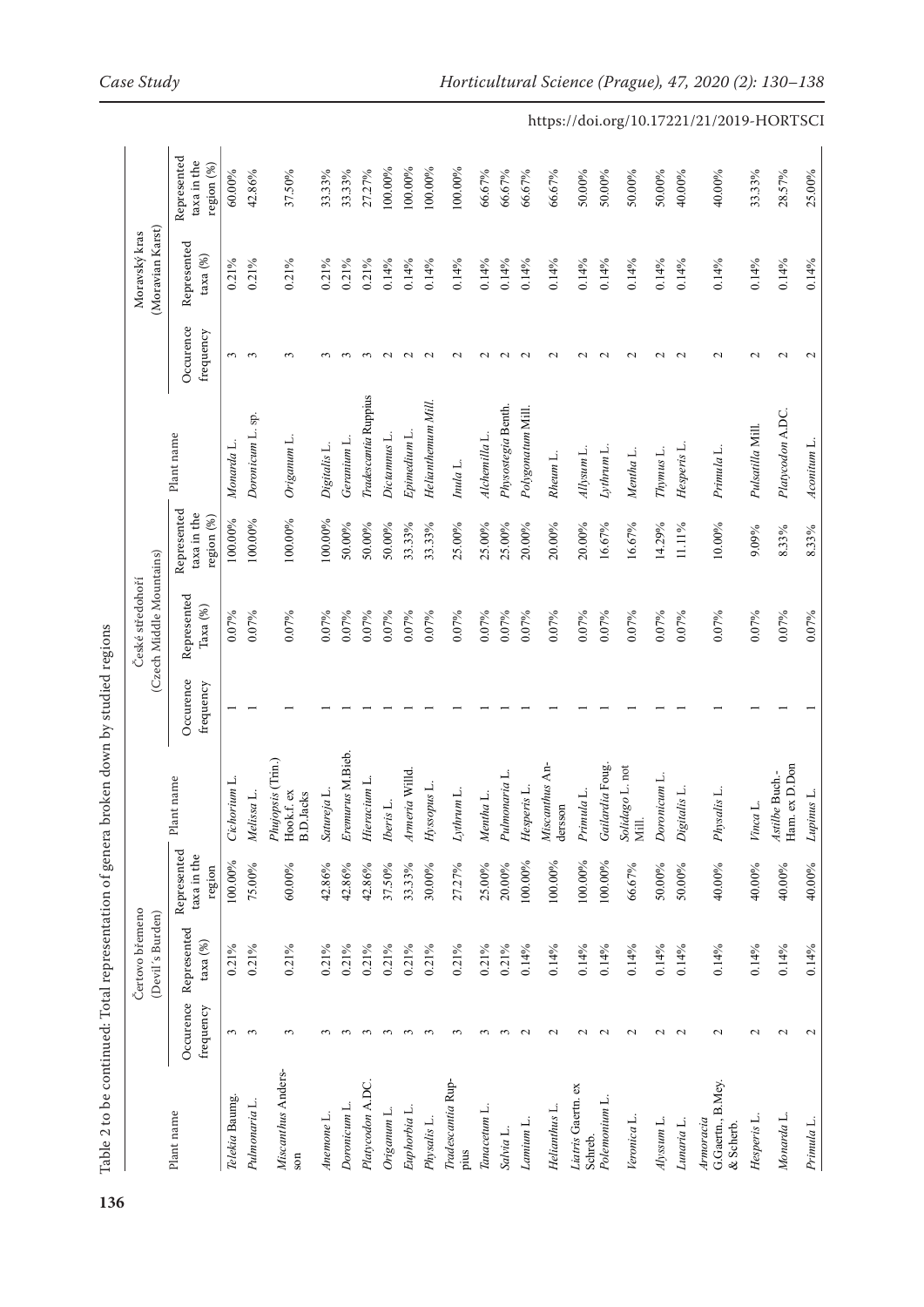Table 2 to be continued: Total representation of genera broken down by studied regions

| Plant name | Čertovo břemeno (Devil's Burden) | | | Plant name | České středohoří (Czech Middle Mountains) | | | Plant name | Moravský kras (Moravian Karst) | | |
|---|---|---|---|---|---|---|---|---|---|---|---|
| | Occurence frequency | Represented taxa (%) | Represented taxa in the region | | Occurence frequency | Represented Taxa (%) | Represented taxa in the region (%) | | Occurence frequency | Represented taxa (%) | Represented taxa in the region (%) |
| *Telekia* Baumg. | 3 | 0.21% | 100.00% | *Cichorium* L. | 1 | 0.07% | 100.00% | *Monarda* L. | 3 | 0.21% | 60.00% |
| *Pulmonaria* L. | 3 | 0.21% | 75.00% | *Melissa* L. | 1 | 0.07% | 100.00% | *Doronicum* L. sp. | 3 | 0.21% | 42.86% |
| *Miscanthus* Andersson | 3 | 0.21% | 60.00% | *Phuopsis* (Trin.) Hook.f. ex B.D.Jacks | 1 | 0.07% | 100.00% | *Origanum* L. | 3 | 0.21% | 37.50% |
| *Anemone* L. | 3 | 0.21% | 42.86% | *Satureja* L. | 1 | 0.07% | 100.00% | *Digitalis* L. | 3 | 0.21% | 33.33% |
| *Doronicum* L. | 3 | 0.21% | 42.86% | *Eremurus* M.Bieb. | 1 | 0.07% | 50.00% | *Geranium* L. | 3 | 0.21% | 33.33% |
| *Platycodon* A.DC. | 3 | 0.21% | 42.86% | *Hieracium* L. | 1 | 0.07% | 50.00% | *Tradescantia* Ruppius | 3 | 0.21% | 27.27% |
| *Origanum* L. | 3 | 0.21% | 37.50% | *Iberis* L. | 1 | 0.07% | 50.00% | *Dictamnus* L. | 2 | 0.14% | 100.00% |
| *Euphorbia* L. | 3 | 0.21% | 33.33% | *Armeria* Willd. | 1 | 0.07% | 33.33% | *Epimedium* L. | 2 | 0.14% | 100.00% |
| *Physalis* L. | 3 | 0.21% | 30.00% | *Hyssopus* L. | 1 | 0.07% | 33.33% | *Helianthemum* Mill. | 2 | 0.14% | 100.00% |
| *Tradescantia* Ruppius | 3 | 0.21% | 27.27% | *Lythrum* L. | 1 | 0.07% | 25.00% | *Inula* L. | 2 | 0.14% | 100.00% |
| *Tanacetum* L. | 3 | 0.21% | 25.00% | *Mentha* L. | 1 | 0.07% | 25.00% | *Alchemilla* L. | 2 | 0.14% | 66.67% |
| *Salvia* L. | 3 | 0.21% | 20.00% | *Pulmonaria* L. | 1 | 0.07% | 25.00% | *Physostegia* Benth. | 2 | 0.14% | 66.67% |
| *Lamium* L. | 2 | 0.14% | 100.00% | *Hesperis* L. | 1 | 0.07% | 20.00% | *Polygonatum* Mill. | 2 | 0.14% | 66.67% |
| *Helianthus* L. | 2 | 0.14% | 100.00% | *Miscanthus* Andersson | 1 | 0.07% | 20.00% | *Rheum* L. | 2 | 0.14% | 66.67% |
| *Liatris* Gaertn. ex Schreb. | 2 | 0.14% | 100.00% | *Primula* L. | 1 | 0.07% | 20.00% | *Allysum* L. | 2 | 0.14% | 50.00% |
| *Polemonium* L. | 2 | 0.14% | 100.00% | *Gaillardia* Foug. | 1 | 0.07% | 16.67% | *Lythrum* L. | 2 | 0.14% | 50.00% |
| *Veronica* L. | 2 | 0.14% | 66.67% | *Solidago* L. not Mill. | 1 | 0.07% | 16.67% | *Mentha* L. | 2 | 0.14% | 50.00% |
| *Alyssum* L. | 2 | 0.14% | 50.00% | *Doronicum* L. | 1 | 0.07% | 14.29% | *Thymus* L. | 2 | 0.14% | 50.00% |
| *Lunaria* L. | 2 | 0.14% | 50.00% | *Digitalis* L. | 1 | 0.07% | 11.11% | *Hesperis* L. | 2 | 0.14% | 40.00% |
| *Armoracia* G.Gaertn., B.Mey. & Scherb. | 2 | 0.14% | 40.00% | *Physalis* L. | 1 | 0.07% | 10.00% | *Primula* L. | 2 | 0.14% | 40.00% |
| *Hesperis* L. | 2 | 0.14% | 40.00% | *Vinca* L. | 1 | 0.07% | 9.09% | *Pulsatilla* Mill. | 2 | 0.14% | 33.33% |
| *Monarda* L. | 2 | 0.14% | 40.00% | *Astilbe* Buch.-Ham. ex D.Don | 1 | 0.07% | 8.33% | *Platycodon* A.DC. | 2 | 0.14% | 28.57% |
| *Primula* L. | 2 | 0.14% | 40.00% | *Lupinus* L. | 1 | 0.07% | 8.33% | *Aconitum* L. | 2 | 0.14% | 25.00% |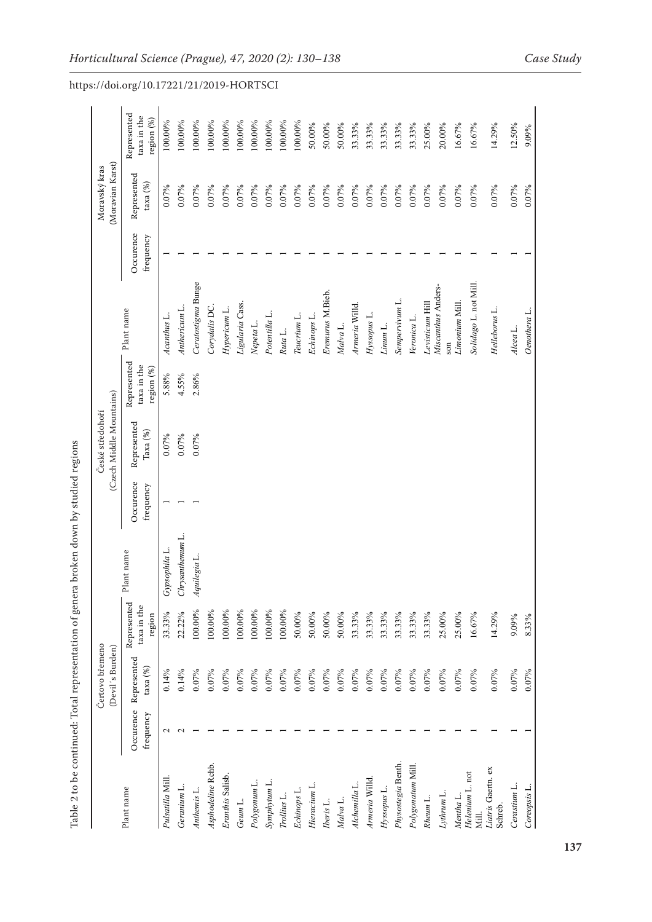Table 2 to be continued: Total representation of genera broken down by studied regions

| Plant name | Čertovo břemeno (Devil´s Burden) | | | Plant name | České středohoří (Czech Middle Mountains) | | | Plant name | Moravský kras (Moravian Karst) | | |
|---|---|---|---|---|---|---|---|---|---|---|---|
| | Occurence frequency | Represented taxa (%) | Represented taxa in the region | | Occurence frequency | Represented Taxa (%) | Represented taxa in the region (%) | | Occurence frequency | Represented taxa (%) | Represented taxa in the region (%) |
| *Pulsatilla* Mill. | 2 | 0.14% | 33.33% | *Gypsophila* L. | 1 | 0.07% | 5.88% | *Acanthus* L. | 1 | 0.07% | 100.00% |
| *Geranium* L. | 2 | 0.14% | 22.22% | *Chrysanthemum* L. | 1 | 0.07% | 4.55% | *Anthericum* L. | 1 | 0.07% | 100.00% |
| *Anthemis* L. | 1 | 0.07% | 100.00% | *Aquilegia* L. | 1 | 0.07% | 2.86% | *Ceratostigma* Bunge | 1 | 0.07% | 100.00% |
| *Asphodeline* Rchb. | 1 | 0.07% | 100.00% | | | | | *Corydalis* DC. | 1 | 0.07% | 100.00% |
| *Eranthis* Salisb. | 1 | 0.07% | 100.00% | | | | | *Hypericum* L. | 1 | 0.07% | 100.00% |
| *Geum* L. | 1 | 0.07% | 100.00% | | | | | *Ligularia* Cass. | 1 | 0.07% | 100.00% |
| *Polygonum* L. | 1 | 0.07% | 100.00% | | | | | *Nepeta* L. | 1 | 0.07% | 100.00% |
| *Symphytum* L. | 1 | 0.07% | 100.00% | | | | | *Potentilla* L. | 1 | 0.07% | 100.00% |
| *Trollius* L. | 1 | 0.07% | 100.00% | | | | | *Ruta* L. | 1 | 0.07% | 100.00% |
| *Echinops* L. | 1 | 0.07% | 50.00% | | | | | *Teucrium* L. | 1 | 0.07% | 100.00% |
| *Hieracium* L. | 1 | 0.07% | 50.00% | | | | | *Echinops* L. | 1 | 0.07% | 50.00% |
| *Iberis* L. | 1 | 0.07% | 50.00% | | | | | *Eremurus* M.Bieb. | 1 | 0.07% | 50.00% |
| *Malva* L. | 1 | 0.07% | 50.00% | | | | | *Malva* L. | 1 | 0.07% | 50.00% |
| *Alchemilla* L. | 1 | 0.07% | 33.33% | | | | | *Armeria* Willd. | 1 | 0.07% | 33.33% |
| *Armeria* Willd. | 1 | 0.07% | 33.33% | | | | | *Hyssopus* L. | 1 | 0.07% | 33.33% |
| *Hyssopus* L. | 1 | 0.07% | 33.33% | | | | | *Linum* L. | 1 | 0.07% | 33.33% |
| *Physostegia* Benth. | 1 | 0.07% | 33.33% | | | | | *Sempervivum* L. | 1 | 0.07% | 33.33% |
| *Polygonatum* Mill. | 1 | 0.07% | 33.33% | | | | | *Veronica* L. | 1 | 0.07% | 33.33% |
| *Rheum* L. | 1 | 0.07% | 33.33% | | | | | *Levisticum* Hill | 1 | 0.07% | 25.00% |
| *Lythrum* L. | 1 | 0.07% | 25.00% | | | | | *Miscanthus* Andersson | 1 | 0.07% | 20.00% |
| *Mentha* L. | 1 | 0.07% | 25.00% | | | | | *Limonium* Mill. | 1 | 0.07% | 16.67% |
| *Helenium* L. not Mill. | 1 | 0.07% | 16.67% | | | | | *Solidago* L. not Mill. | 1 | 0.07% | 16.67% |
| *Liatris* Gaertn. ex Schreb. | 1 | 0.07% | 14.29% | | | | | *Helleborus* L. | 1 | 0.07% | 14.29% |
| *Cerastium* L. | 1 | 0.07% | 9.09% | | | | | *Alcea* L. | 1 | 0.07% | 12.50% |
| *Coreopsis* L. | 1 | 0.07% | 8.33% | | | | | *Oenothera* L. | 1 | 0.07% | 9.09% |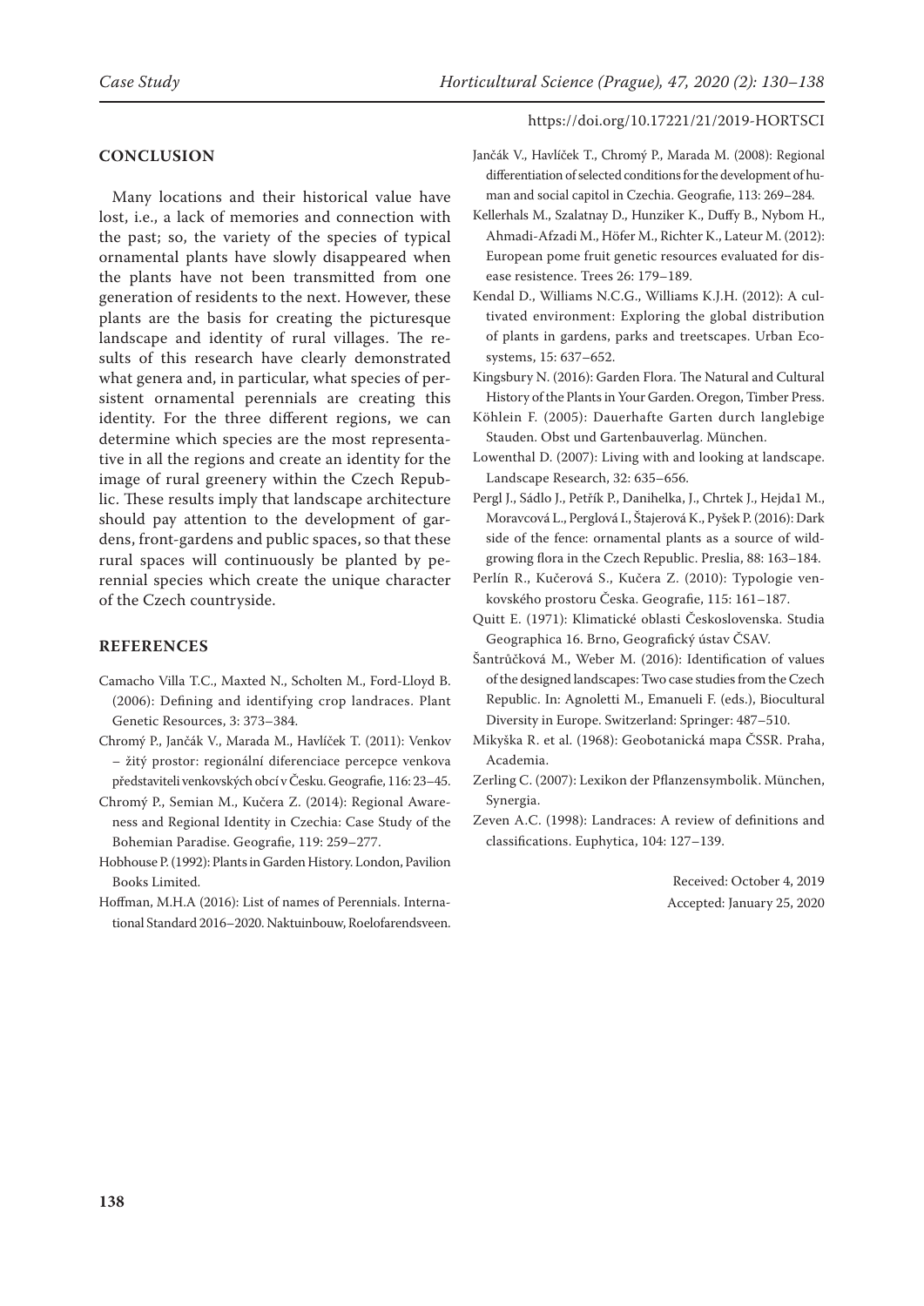## CONCLUSION

Many locations and their historical value have lost, i.e., a lack of memories and connection with the past; so, the variety of the species of typical ornamental plants have slowly disappeared when the plants have not been transmitted from one generation of residents to the next. However, these plants are the basis for creating the picturesque landscape and identity of rural villages. The results of this research have clearly demonstrated what genera and, in particular, what species of persistent ornamental perennials are creating this identity. For the three different regions, we can determine which species are the most representative in all the regions and create an identity for the image of rural greenery within the Czech Republic. These results imply that landscape architecture should pay attention to the development of gardens, front-gardens and public spaces, so that these rural spaces will continuously be planted by perennial species which create the unique character of the Czech countryside.

## REFERENCES

Camacho Villa T.C., Maxted N., Scholten M., Ford-Lloyd B. (2006): Defining and identifying crop landraces. Plant Genetic Resources, 3: 373–384.

Chromý P., Jančák V., Marada M., Havlíček T. (2011): Venkov – žitý prostor: regionální diferenciace percepce venkova představiteli venkovských obcí v Česku. Geografie, 116: 23–45.

Chromý P., Semian M., Kučera Z. (2014): Regional Awareness and Regional Identity in Czechia: Case Study of the Bohemian Paradise. Geografie, 119: 259–277.

Hobhouse P. (1992): Plants in Garden History. London, Pavilion Books Limited.

Hoffman, M.H.A (2016): List of names of Perennials. International Standard 2016–2020. Naktuinbouw, Roelofarendsveen.

Jančák V., Havlíček T., Chromý P., Marada M. (2008): Regional differentiation of selected conditions for the development of human and social capitol in Czechia. Geografie, 113: 269–284.

Kellerhals M., Szalatnay D., Hunziker K., Duffy B., Nybom H., Ahmadi-Afzadi M., Höfer M., Richter K., Lateur M. (2012): European pome fruit genetic resources evaluated for disease resistence. Trees 26: 179–189.

Kendal D., Williams N.C.G., Williams K.J.H. (2012): A cultivated environment: Exploring the global distribution of plants in gardens, parks and treetscapes. Urban Ecosystems, 15: 637–652.

Kingsbury N. (2016): Garden Flora. The Natural and Cultural History of the Plants in Your Garden. Oregon, Timber Press.

Köhlein F. (2005): Dauerhafte Garten durch langlebige Stauden. Obst und Gartenbauverlag. München.

Lowenthal D. (2007): Living with and looking at landscape. Landscape Research, 32: 635–656.

Pergl J., Sádlo J., Petřík P., Danihelka, J., Chrtek J., Hejda1 M., Moravcová L., Perglová I., Štajerová K., Pyšek P. (2016): Dark side of the fence: ornamental plants as a source of wild-growing flora in the Czech Republic. Preslia, 88: 163–184.

Perlín R., Kučerová S., Kučera Z. (2010): Typologie venkovského prostoru Česka. Geografie, 115: 161–187.

Quitt E. (1971): Klimatické oblasti Československa. Studia Geographica 16. Brno, Geografický ústav ČSAV.

Šantrůčková M., Weber M. (2016): Identification of values of the designed landscapes: Two case studies from the Czech Republic. In: Agnoletti M., Emanueli F. (eds.), Biocultural Diversity in Europe. Switzerland: Springer: 487–510.

Mikyška R. et al. (1968): Geobotanická mapa ČSSR. Praha, Academia.

Zerling C. (2007): Lexikon der Pflanzensymbolik. München, Synergia.

Zeven A.C. (1998): Landraces: A review of definitions and classifications. Euphytica, 104: 127–139.

Received: October 4, 2019
Accepted: January 25, 2020